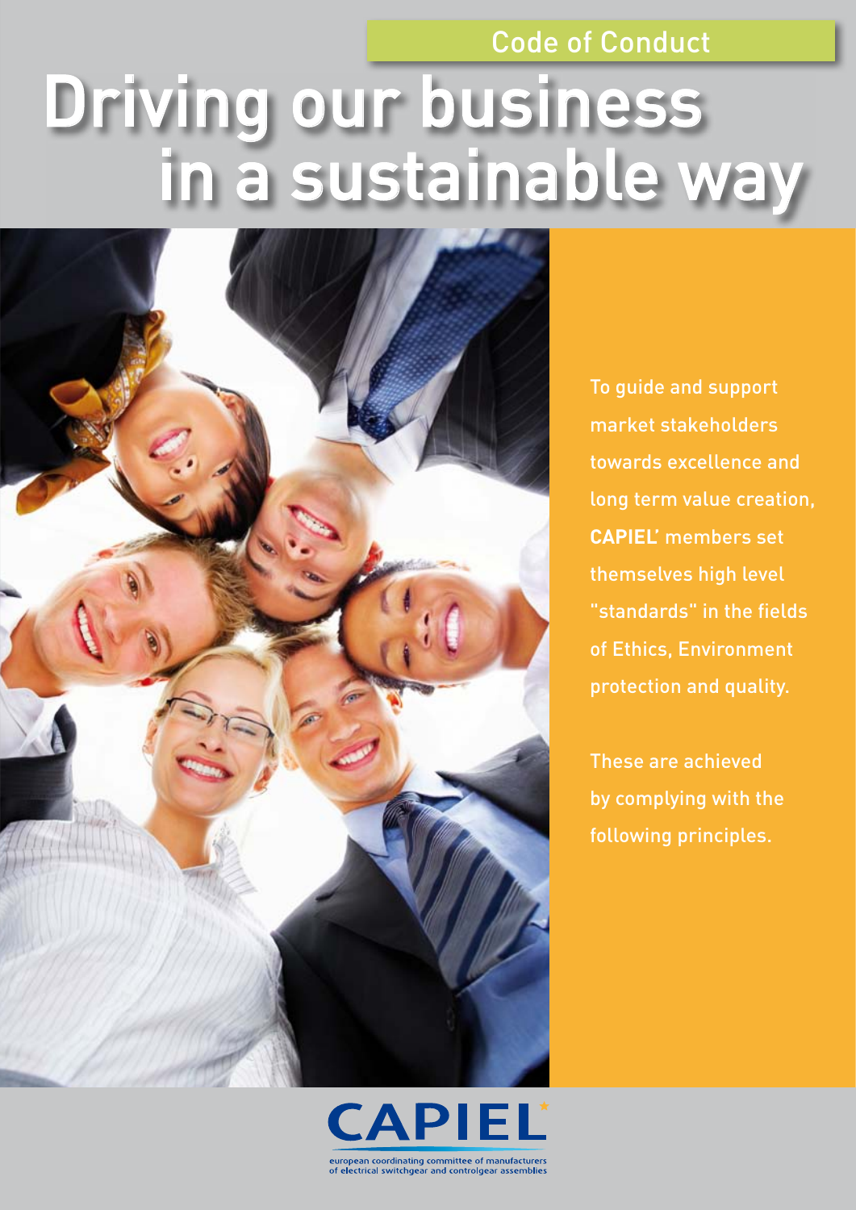Code of Conduct

# Driving our business in a sustainable way

To guide and support market stakeholders towards excellence and long term value creation, **CAPIEL'** members set themselves high level "standards" in the fields of Ethics, Environment protection and quality.

These are achieved by complying with the following principles.

**CAPIEL***

european coordinating committee of manufacturers of electrical switchgear and controlgear assemblies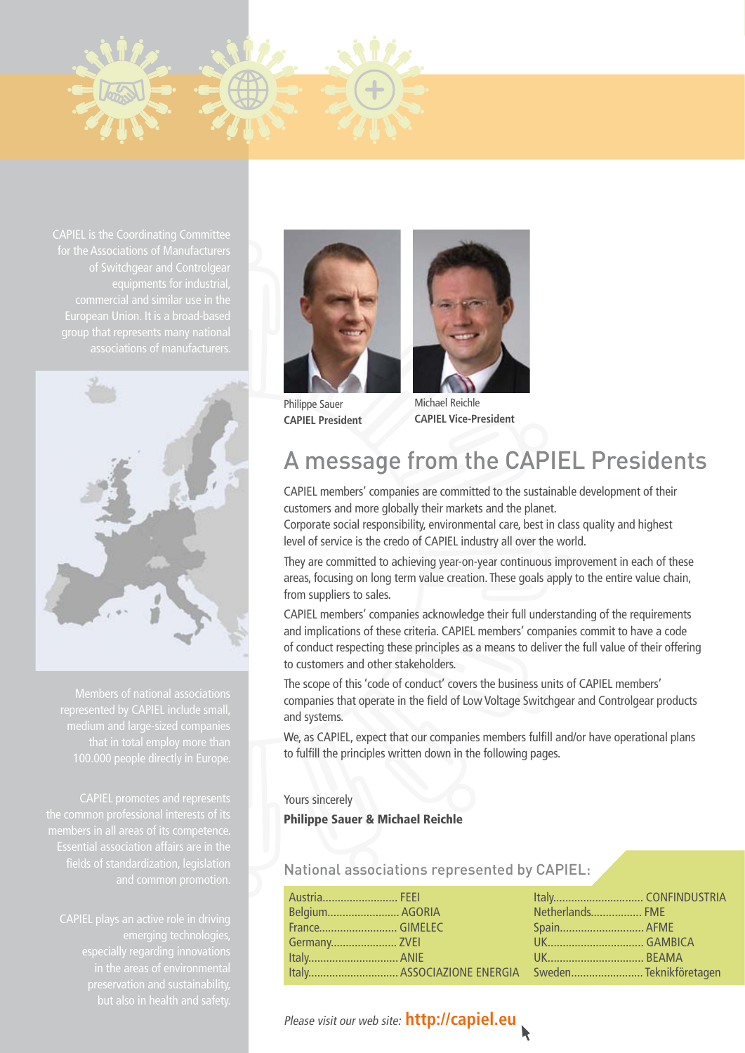CAPIEL is the Coordinating Committee for the Associations of Manufacturers of Switchgear and Controlgear equipments for industrial, commercial and similar use in the European Union. It is a broad-based group that represents many national associations of manufacturers.

Members of national associations represented by CAPIEL include small, medium and large-sized companies that in total employ more than 100.000 people directly in Europe.

CAPIEL promotes and represents the common professional interests of its members in all areas of its competence. Essential association affairs are in the fields of standardization, legislation and common promotion.

CAPIEL plays an active role in driving emerging technologies, especially regarding innovations in the areas of environmental preservation and sustainability, but also in health and safety.

Philippe Sauer
**CAPIEL President**

Michael Reichle
**CAPIEL Vice-President**

# A message from the CAPIEL Presidents

CAPIEL members' companies are committed to the sustainable development of their customers and more globally their markets and the planet.
Corporate social responsibility, environmental care, best in class quality and highest level of service is the credo of CAPIEL industry all over the world.

They are committed to achieving year-on-year continuous improvement in each of these areas, focusing on long term value creation. These goals apply to the entire value chain, from suppliers to sales.

CAPIEL members' companies acknowledge their full understanding of the requirements and implications of these criteria. CAPIEL members' companies commit to have a code of conduct respecting these principles as a means to deliver the full value of their offering to customers and other stakeholders.

The scope of this 'code of conduct' covers the business units of CAPIEL members' companies that operate in the field of Low Voltage Switchgear and Controlgear products and systems.

We, as CAPIEL, expect that our companies members fulfill and/or have operational plans to fulfill the principles written down in the following pages.

Yours sincerely
**Philippe Sauer & Michael Reichle**

## National associations represented by CAPIEL:

| Country | Association | Country | Association |
|---|---|---|---|
| Austria | FEEI | Italy | CONFINDUSTRIA |
| Belgium | AGORIA | Netherlands | FME |
| France | GIMELEC | Spain | AFME |
| Germany | ZVEI | UK | GAMBICA |
| Italy | ANIE | UK | BEAMA |
| Italy | ASSOCIAZIONE ENERGIA | Sweden | Teknikföretagen |

*Please visit our web site:* **http://capiel.eu**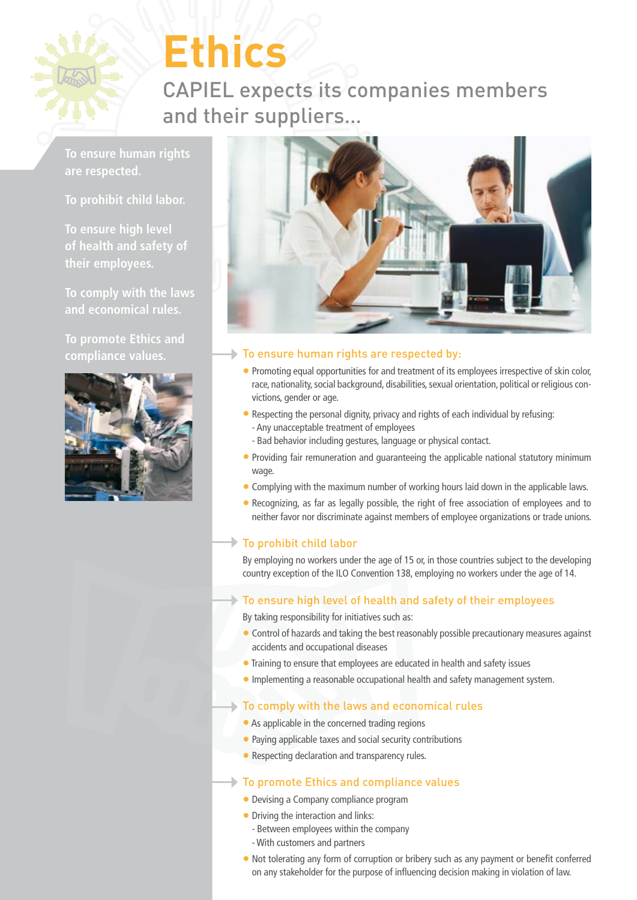# Ethics

## CAPIEL expects its companies members and their suppliers...

To ensure human rights are respected.

To prohibit child labor.

To ensure high level of health and safety of their employees.

To comply with the laws and economical rules.

To promote Ethics and compliance values.

### To ensure human rights are respected by:

- Promoting equal opportunities for and treatment of its employees irrespective of skin color, race, nationality, social background, disabilities, sexual orientation, political or religious convictions, gender or age.
- Respecting the personal dignity, privacy and rights of each individual by refusing:
  - Any unacceptable treatment of employees
  - Bad behavior including gestures, language or physical contact.
- Providing fair remuneration and guaranteeing the applicable national statutory minimum wage.
- Complying with the maximum number of working hours laid down in the applicable laws.
- Recognizing, as far as legally possible, the right of free association of employees and to neither favor nor discriminate against members of employee organizations or trade unions.

### To prohibit child labor

By employing no workers under the age of 15 or, in those countries subject to the developing country exception of the ILO Convention 138, employing no workers under the age of 14.

### To ensure high level of health and safety of their employees

By taking responsibility for initiatives such as:

- Control of hazards and taking the best reasonably possible precautionary measures against accidents and occupational diseases
- Training to ensure that employees are educated in health and safety issues
- Implementing a reasonable occupational health and safety management system.

### To comply with the laws and economical rules

- As applicable in the concerned trading regions
- Paying applicable taxes and social security contributions
- Respecting declaration and transparency rules.

### To promote Ethics and compliance values

- Devising a Company compliance program
- Driving the interaction and links:
  - Between employees within the company
  - With customers and partners
- Not tolerating any form of corruption or bribery such as any payment or benefit conferred on any stakeholder for the purpose of influencing decision making in violation of law.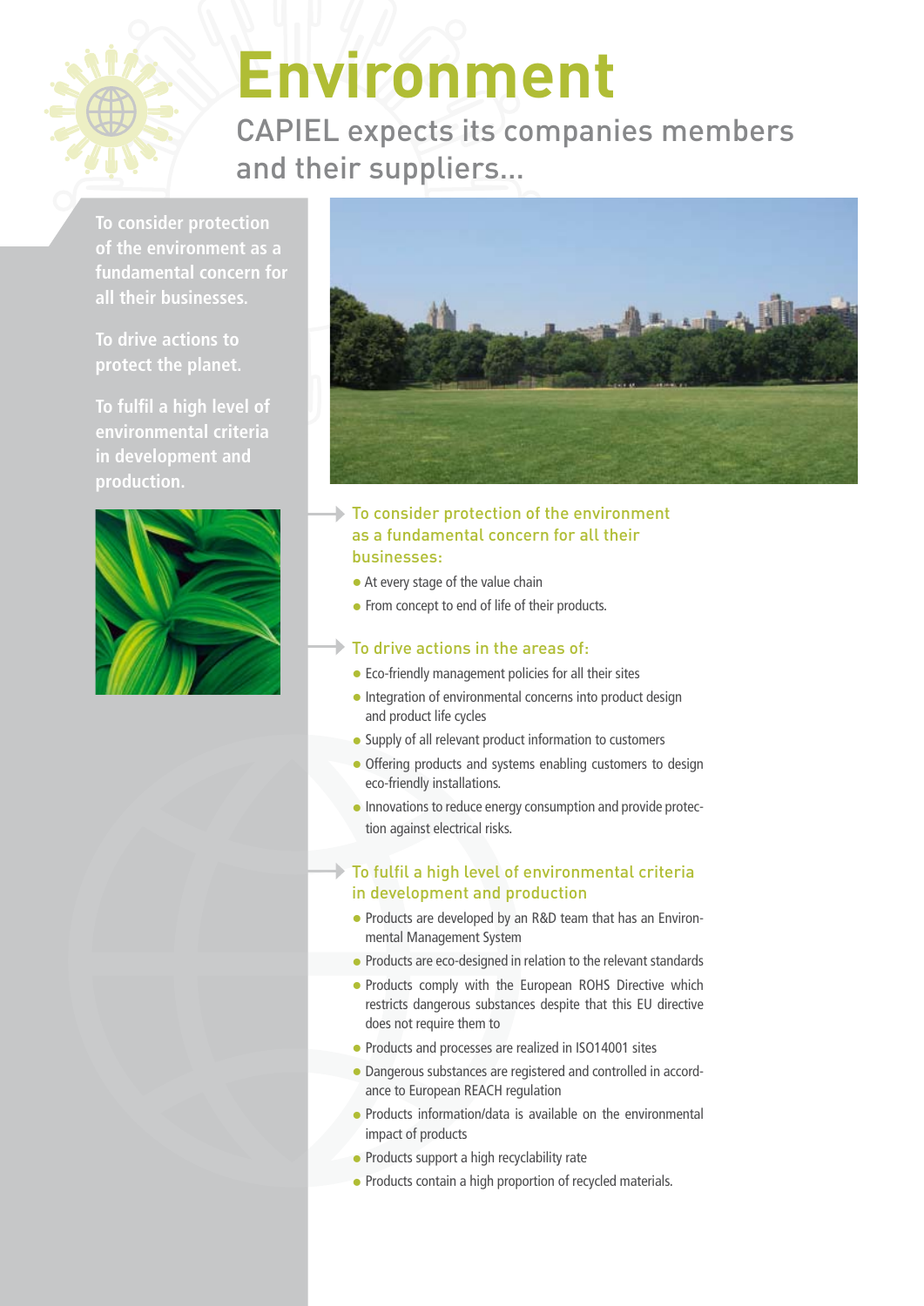# Environment

## CAPIEL expects its companies members and their suppliers...

To consider protection of the environment as a fundamental concern for all their businesses.

To drive actions to protect the planet.

To fulfil a high level of environmental criteria in development and production.

### To consider protection of the environment as a fundamental concern for all their businesses:

- At every stage of the value chain
- From concept to end of life of their products.

### To drive actions in the areas of:

- Eco-friendly management policies for all their sites
- Integration of environmental concerns into product design and product life cycles
- Supply of all relevant product information to customers
- Offering products and systems enabling customers to design eco-friendly installations.
- Innovations to reduce energy consumption and provide protection against electrical risks.

### To fulfil a high level of environmental criteria in development and production

- Products are developed by an R&D team that has an Environmental Management System
- Products are eco-designed in relation to the relevant standards
- Products comply with the European ROHS Directive which restricts dangerous substances despite that this EU directive does not require them to
- Products and processes are realized in ISO14001 sites
- Dangerous substances are registered and controlled in accordance to European REACH regulation
- Products information/data is available on the environmental impact of products
- Products support a high recyclability rate
- Products contain a high proportion of recycled materials.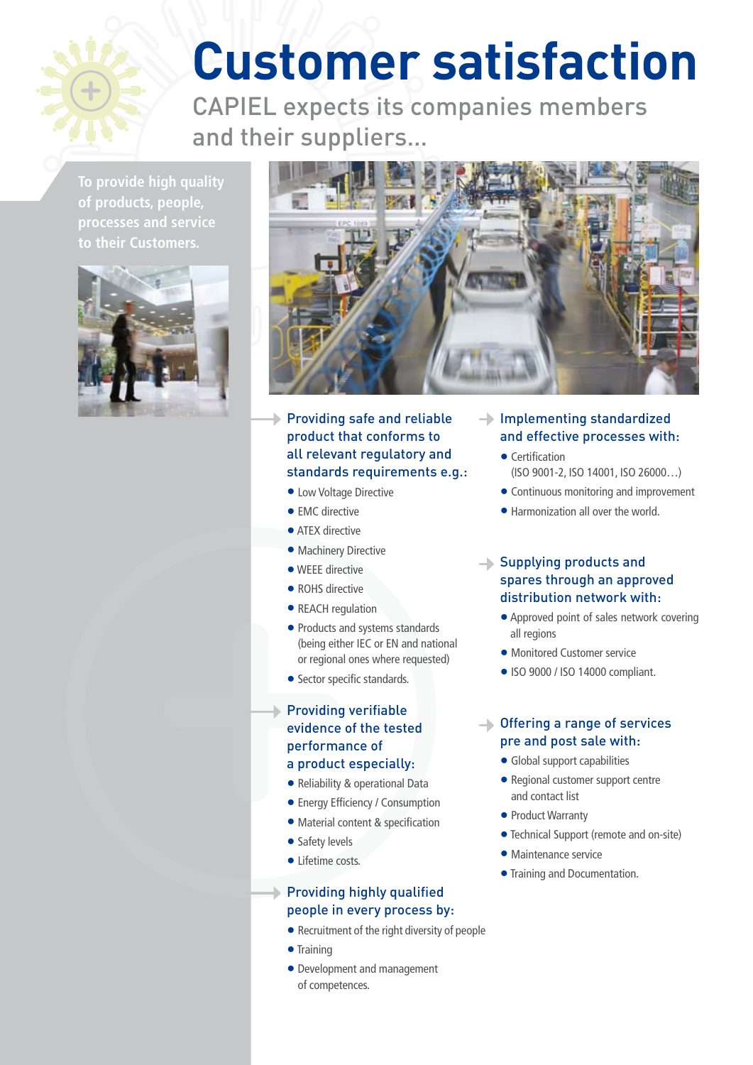# Customer satisfaction

## CAPIEL expects its companies members and their suppliers...

To provide high quality of products, people, processes and service to their Customers.

### Providing safe and reliable product that conforms to all relevant regulatory and standards requirements e.g.:

- Low Voltage Directive
- EMC directive
- ATEX directive
- Machinery Directive
- WEEE directive
- ROHS directive
- REACH regulation
- Products and systems standards (being either IEC or EN and national or regional ones where requested)
- Sector specific standards.

### Providing verifiable evidence of the tested performance of a product especially:

- Reliability & operational Data
- Energy Efficiency / Consumption
- Material content & specification
- Safety levels
- Lifetime costs.

### Providing highly qualified people in every process by:

- Recruitment of the right diversity of people
- Training
- Development and management of competences.

### Implementing standardized and effective processes with:

- Certification (ISO 9001-2, ISO 14001, ISO 26000…)
- Continuous monitoring and improvement
- Harmonization all over the world.

### Supplying products and spares through an approved distribution network with:

- Approved point of sales network covering all regions
- Monitored Customer service
- ISO 9000 / ISO 14000 compliant.

### Offering a range of services pre and post sale with:

- Global support capabilities
- Regional customer support centre and contact list
- Product Warranty
- Technical Support (remote and on-site)
- Maintenance service
- Training and Documentation.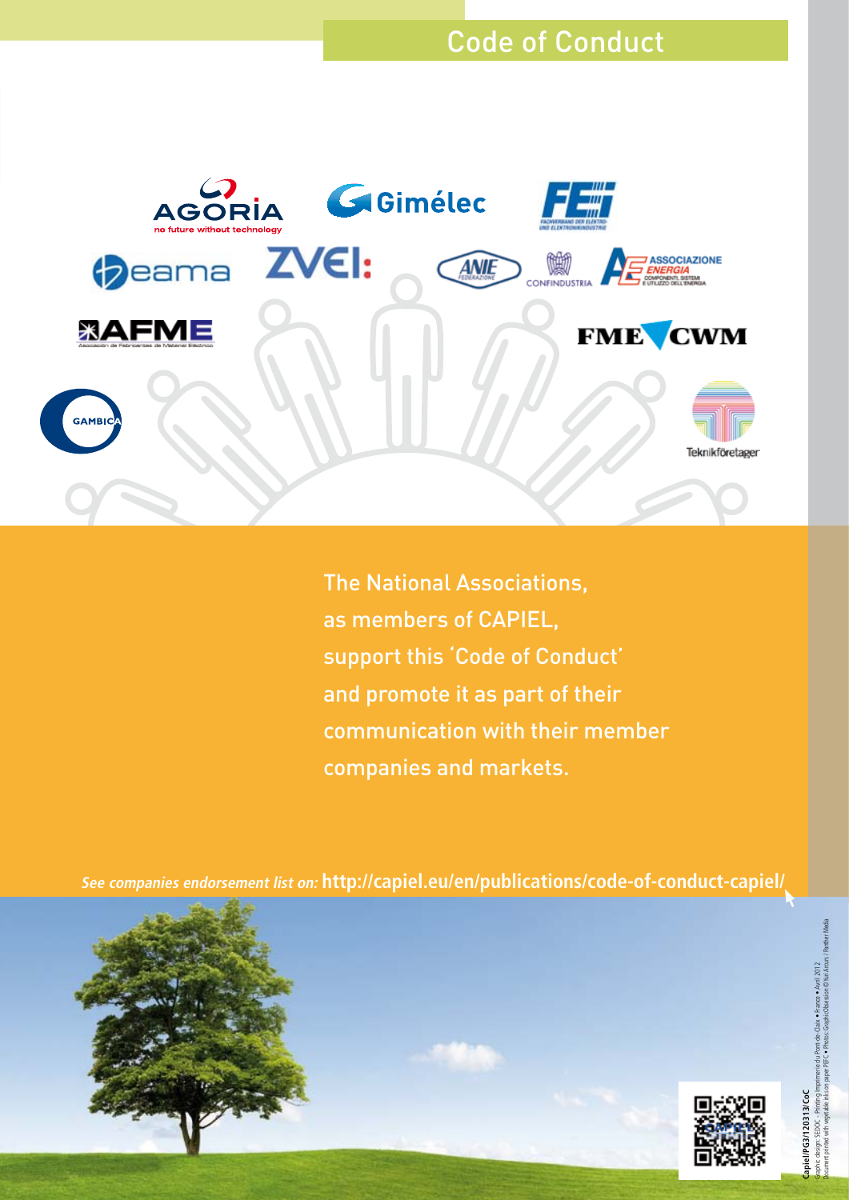# Code of Conduct

AGORIA no future without technology

Gimélec

FEI

eama

ZVEI:

ANIE FEDERAZIONE

CONFINDUSTRIA

ASSOCIAZIONE ENERGIA COMPONENTI, SISTEMI E UTILIZZO DELL'ENERGIA

AFME

FME CWM

GAMBICA

Teknikföretagen

The National Associations, as members of CAPIEL, support this 'Code of Conduct' and promote it as part of their communication with their member companies and markets.

*See companies endorsement list on:* **http://capiel.eu/en/publications/code-of-conduct-capiel/**

Capiel/PG3/120313/CoC